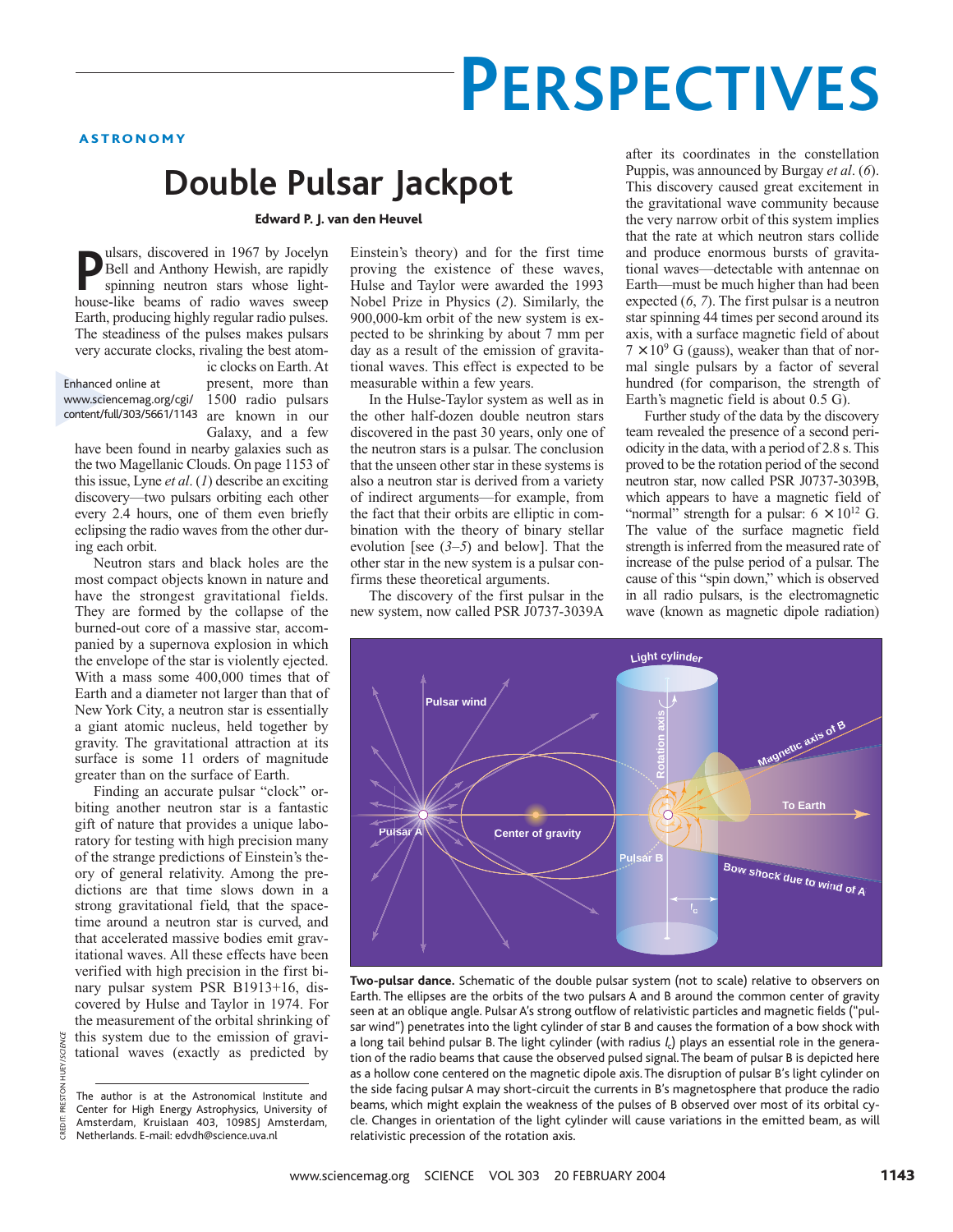# PERSPECTIVES

ASTRONOMY

# Double Pulsar Jackpot

**Edward P. J. van den Heuvel**

Pulsars, discovered in 1967 by Jocelyn Bell and Anthony Hewish, are rapidly spinning neutron stars whose lighthouse-like beams of radio waves sweep Earth, producing highly regular radio pulses. The steadiness of the pulses makes pulsars very accurate clocks, rivaling the best atomic clocks on Earth. At present, more than 1500 radio pulsars are known in our Galaxy, and a few have been found in nearby galaxies such as the two Magellanic Clouds. On page 1153 of this issue, Lyne *et al*. (*1*) describe an exciting discovery—two pulsars orbiting each other every 2.4 hours, one of them even briefly eclipsing the radio waves from the other during each orbit.

Enhanced online at www.sciencemag.org/cgi/content/full/303/5661/1143

Neutron stars and black holes are the most compact objects known in nature and have the strongest gravitational fields. They are formed by the collapse of the burned-out core of a massive star, accompanied by a supernova explosion in which the envelope of the star is violently ejected. With a mass some 400,000 times that of Earth and a diameter not larger than that of New York City, a neutron star is essentially a giant atomic nucleus, held together by gravity. The gravitational attraction at its surface is some 11 orders of magnitude greater than on the surface of Earth.

Finding an accurate pulsar "clock" orbiting another neutron star is a fantastic gift of nature that provides a unique laboratory for testing with high precision many of the strange predictions of Einstein's theory of general relativity. Among the predictions are that time slows down in a strong gravitational field, that the spacetime around a neutron star is curved, and that accelerated massive bodies emit gravitational waves. All these effects have been verified with high precision in the first binary pulsar system PSR B1913+16, discovered by Hulse and Taylor in 1974. For the measurement of the orbital shrinking of this system due to the emission of gravitational waves (exactly as predicted by Einstein's theory) and for the first time proving the existence of these waves, Hulse and Taylor were awarded the 1993 Nobel Prize in Physics (*2*). Similarly, the 900,000-km orbit of the new system is expected to be shrinking by about 7 mm per day as a result of the emission of gravitational waves. This effect is expected to be measurable within a few years.

In the Hulse-Taylor system as well as in the other half-dozen double neutron stars discovered in the past 30 years, only one of the neutron stars is a pulsar. The conclusion that the unseen other star in these systems is also a neutron star is derived from a variety of indirect arguments—for example, from the fact that their orbits are elliptic in combination with the theory of binary stellar evolution [see (*3*–*5*) and below]. That the other star in the new system is a pulsar confirms these theoretical arguments.

The discovery of the first pulsar in the new system, now called PSR J0737-3039A after its coordinates in the constellation Puppis, was announced by Burgay *et al*. (*6*). This discovery caused great excitement in the gravitational wave community because the very narrow orbit of this system implies that the rate at which neutron stars collide and produce enormous bursts of gravitational waves—detectable with antennae on Earth—must be much higher than had been expected (*6*, *7*). The first pulsar is a neutron star spinning 44 times per second around its axis, with a surface magnetic field of about $7 \times 10^9$ G (gauss), weaker than that of normal single pulsars by a factor of several hundred (for comparison, the strength of Earth's magnetic field is about 0.5 G).

Further study of the data by the discovery team revealed the presence of a second periodicity in the data, with a period of 2.8 s. This proved to be the rotation period of the second neutron star, now called PSR J0737-3039B, which appears to have a magnetic field of "normal" strength for a pulsar: $6 \times 10^{12}$ G. The value of the surface magnetic field strength is inferred from the measured rate of increase of the pulse period of a pulsar. The cause of this "spin down," which is observed in all radio pulsars, is the electromagnetic wave (known as magnetic dipole radiation)

**Two-pulsar dance.** Schematic of the double pulsar system (not to scale) relative to observers on Earth. The ellipses are the orbits of the two pulsars A and B around the common center of gravity seen at an oblique angle. Pulsar A's strong outflow of relativistic particles and magnetic fields ("pulsar wind") penetrates into the light cylinder of star B and causes the formation of a bow shock with a long tail behind pulsar B. The light cylinder (with radius $l_c$) plays an essential role in the generation of the radio beams that cause the observed pulsed signal. The beam of pulsar B is depicted here as a hollow cone centered on the magnetic dipole axis. The disruption of pulsar B's light cylinder on the side facing pulsar A may short-circuit the currents in B's magnetosphere that produce the radio beams, which might explain the weakness of the pulses of B observed over most of its orbital cycle. Changes in orientation of the light cylinder will cause variations in the emitted beam, as will relativistic precession of the rotation axis.

The author is at the Astronomical Institute and Center for High Energy Astrophysics, University of Amsterdam, Kruislaan 403, 1098SJ Amsterdam, Netherlands. E-mail: edvdh@science.uva.nl

CREDIT: PRESTON HUEY/*SCIENCE*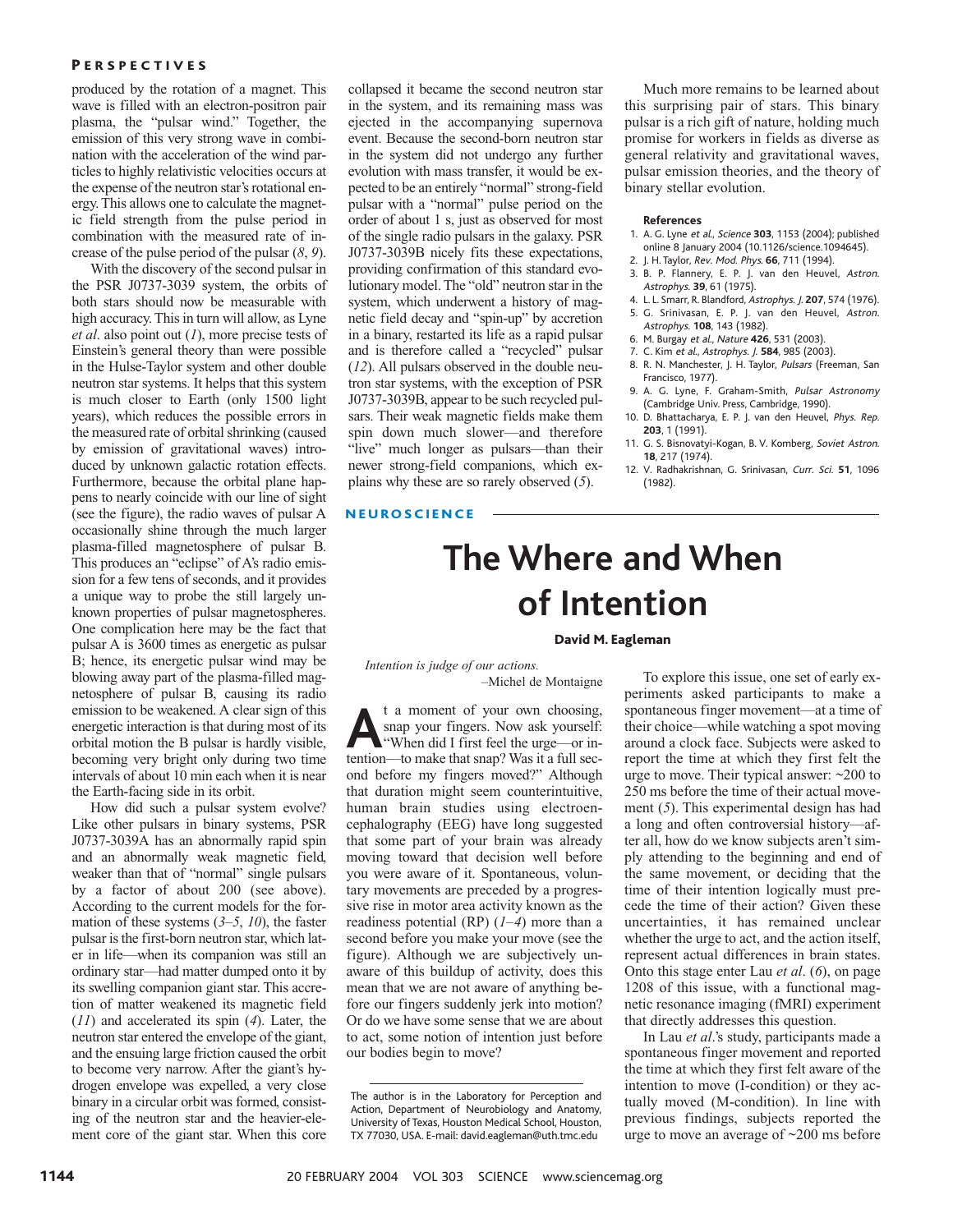produced by the rotation of a magnet. This wave is filled with an electron-positron pair plasma, the "pulsar wind." Together, the emission of this very strong wave in combination with the acceleration of the wind particles to highly relativistic velocities occurs at the expense of the neutron star's rotational energy. This allows one to calculate the magnetic field strength from the pulse period in combination with the measured rate of increase of the pulse period of the pulsar (*8*, *9*).

With the discovery of the second pulsar in the PSR J0737-3039 system, the orbits of both stars should now be measurable with high accuracy. This in turn will allow, as Lyne *et al*. also point out (*1*), more precise tests of Einstein's general theory than were possible in the Hulse-Taylor system and other double neutron star systems. It helps that this system is much closer to Earth (only 1500 light years), which reduces the possible errors in the measured rate of orbital shrinking (caused by emission of gravitational waves) introduced by unknown galactic rotation effects. Furthermore, because the orbital plane happens to nearly coincide with our line of sight (see the figure), the radio waves of pulsar A occasionally shine through the much larger plasma-filled magnetosphere of pulsar B. This produces an "eclipse" of A's radio emission for a few tens of seconds, and it provides a unique way to probe the still largely unknown properties of pulsar magnetospheres. One complication here may be the fact that pulsar A is 3600 times as energetic as pulsar B; hence, its energetic pulsar wind may be blowing away part of the plasma-filled magnetosphere of pulsar B, causing its radio emission to be weakened. A clear sign of this energetic interaction is that during most of its orbital motion the B pulsar is hardly visible, becoming very bright only during two time intervals of about 10 min each when it is near the Earth-facing side in its orbit.

How did such a pulsar system evolve? Like other pulsars in binary systems, PSR J0737-3039A has an abnormally rapid spin and an abnormally weak magnetic field, weaker than that of "normal" single pulsars by a factor of about 200 (see above). According to the current models for the formation of these systems (*3*–*5*, *10*), the faster pulsar is the first-born neutron star, which later in life—when its companion was still an ordinary star—had matter dumped onto it by its swelling companion giant star. This accretion of matter weakened its magnetic field (*11*) and accelerated its spin (*4*). Later, the neutron star entered the envelope of the giant, and the ensuing large friction caused the orbit to become very narrow. After the giant's hydrogen envelope was expelled, a very close binary in a circular orbit was formed, consisting of the neutron star and the heavier-element core of the giant star. When this core collapsed it became the second neutron star in the system, and its remaining mass was ejected in the accompanying supernova event. Because the second-born neutron star in the system did not undergo any further evolution with mass transfer, it would be expected to be an entirely "normal" strong-field pulsar with a "normal" pulse period on the order of about 1 s, just as observed for most of the single radio pulsars in the galaxy. PSR J0737-3039B nicely fits these expectations, providing confirmation of this standard evolutionary model. The "old" neutron star in the system, which underwent a history of magnetic field decay and "spin-up" by accretion in a binary, restarted its life as a rapid pulsar and is therefore called a "recycled" pulsar (*12*). All pulsars observed in the double neutron star systems, with the exception of PSR J0737-3039B, appear to be such recycled pulsars. Their weak magnetic fields make them spin down much slower—and therefore "live" much longer as pulsars—than their newer strong-field companions, which explains why these are so rarely observed (*5*).

Much more remains to be learned about this surprising pair of stars. This binary pulsar is a rich gift of nature, holding much promise for workers in fields as diverse as general relativity and gravitational waves, pulsar emission theories, and the theory of binary stellar evolution.

### References

1. A. G. Lyne *et al.*, *Science* **303**, 1153 (2004); published online 8 January 2004 (10.1126/science.1094645).
2. J. H. Taylor, *Rev. Mod. Phys.* **66**, 711 (1994).
3. B. P. Flannery, E. P. J. van den Heuvel, *Astron. Astrophys.* **39**, 61 (1975).
4. L. L. Smarr, R. Blandford, *Astrophys. J.* **207**, 574 (1976).
5. G. Srinivasan, E. P. J. van den Heuvel, *Astron. Astrophys.* **108**, 143 (1982).
6. M. Burgay *et al.*, *Nature* **426**, 531 (2003).
7. C. Kim *et al.*, *Astrophys. J.* **584**, 985 (2003).
8. R. N. Manchester, J. H. Taylor, *Pulsars* (Freeman, San Francisco, 1977).
9. A. G. Lyne, F. Graham-Smith, *Pulsar Astronomy* (Cambridge Univ. Press, Cambridge, 1990).
10. D. Bhattacharya, E. P. J. van den Heuvel, *Phys. Rep.* **203**, 1 (1991).
11. G. S. Bisnovatyi-Kogan, B. V. Komberg, *Soviet Astron.* **18**, 217 (1974).
12. V. Radhakrishnan, G. Srinivasan, *Curr. Sci.* **51**, 1096 (1982).

NEUROSCIENCE

# The Where and When of Intention

**David M. Eagleman**

*Intention is judge of our actions.*
–Michel de Montaigne

At a moment of your own choosing, snap your fingers. Now ask yourself: "When did I first feel the urge—or intention—to make that snap? Was it a full second before my fingers moved?" Although that duration might seem counterintuitive, human brain studies using electroencephalography (EEG) have long suggested that some part of your brain was already moving toward that decision well before you were aware of it. Spontaneous, voluntary movements are preceded by a progressive rise in motor area activity known as the readiness potential (RP) (*1*–*4*) more than a second before you make your move (see the figure). Although we are subjectively unaware of this buildup of activity, does this mean that we are not aware of anything before our fingers suddenly jerk into motion? Or do we have some sense that we are about to act, some notion of intention just before our bodies begin to move?

The author is in the Laboratory for Perception and Action, Department of Neurobiology and Anatomy, University of Texas, Houston Medical School, Houston, TX 77030, USA. E-mail: david.eagleman@uth.tmc.edu

To explore this issue, one set of early experiments asked participants to make a spontaneous finger movement—at a time of their choice—while watching a spot moving around a clock face. Subjects were asked to report the time at which they first felt the urge to move. Their typical answer: ~200 to 250 ms before the time of their actual movement (*5*). This experimental design has had a long and often controversial history—after all, how do we know subjects aren't simply attending to the beginning and end of the same movement, or deciding that the time of their intention logically must precede the time of their action? Given these uncertainties, it has remained unclear whether the urge to act, and the action itself, represent actual differences in brain states. Onto this stage enter Lau *et al*. (*6*), on page 1208 of this issue, with a functional magnetic resonance imaging (fMRI) experiment that directly addresses this question.

In Lau *et al*.'s study, participants made a spontaneous finger movement and reported the time at which they first felt aware of the intention to move (I-condition) or they actually moved (M-condition). In line with previous findings, subjects reported the urge to move an average of ~200 ms before